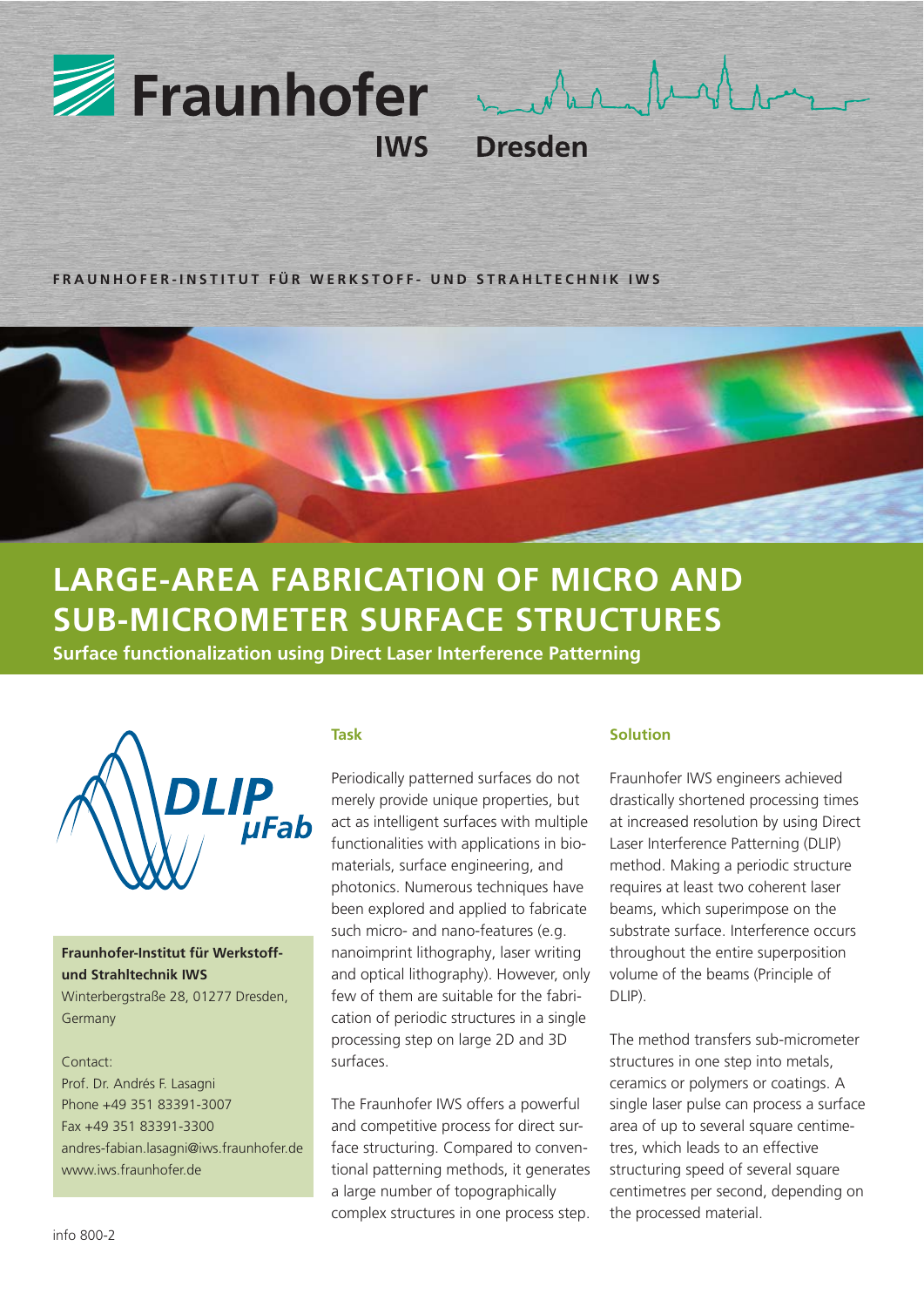Fraunhofer IWS Dresden

**FRAUNHOFER-INSTITUT FÜR WERKSTOFF- UND STRAHLTECHNIK IWS**

# LARGE-AREA FABRICATION OF MICRO AND SUB-MICROMETER SURFACE STRUCTURES

**Surface functionalization using Direct Laser Interference Patterning**

DLIP μFab

**Fraunhofer-Institut für Werkstoff- und Strahltechnik IWS**
Winterbergstraße 28, 01277 Dresden, Germany

Contact:
Prof. Dr. Andrés F. Lasagni
Phone +49 351 83391-3007
Fax +49 351 83391-3300
andres-fabian.lasagni@iws.fraunhofer.de
www.iws.fraunhofer.de

## Task

Periodically patterned surfaces do not merely provide unique properties, but act as intelligent surfaces with multiple functionalities with applications in biomaterials, surface engineering, and photonics. Numerous techniques have been explored and applied to fabricate such micro- and nano-features (e.g. nanoimprint lithography, laser writing and optical lithography). However, only few of them are suitable for the fabrication of periodic structures in a single processing step on large 2D and 3D surfaces.

The Fraunhofer IWS offers a powerful and competitive process for direct surface structuring. Compared to conventional patterning methods, it generates a large number of topographically complex structures in one process step.

## Solution

Fraunhofer IWS engineers achieved drastically shortened processing times at increased resolution by using Direct Laser Interference Patterning (DLIP) method. Making a periodic structure requires at least two coherent laser beams, which superimpose on the substrate surface. Interference occurs throughout the entire superposition volume of the beams (Principle of DLIP).

The method transfers sub-micrometer structures in one step into metals, ceramics or polymers or coatings. A single laser pulse can process a surface area of up to several square centimetres, which leads to an effective structuring speed of several square centimetres per second, depending on the processed material.

info 800-2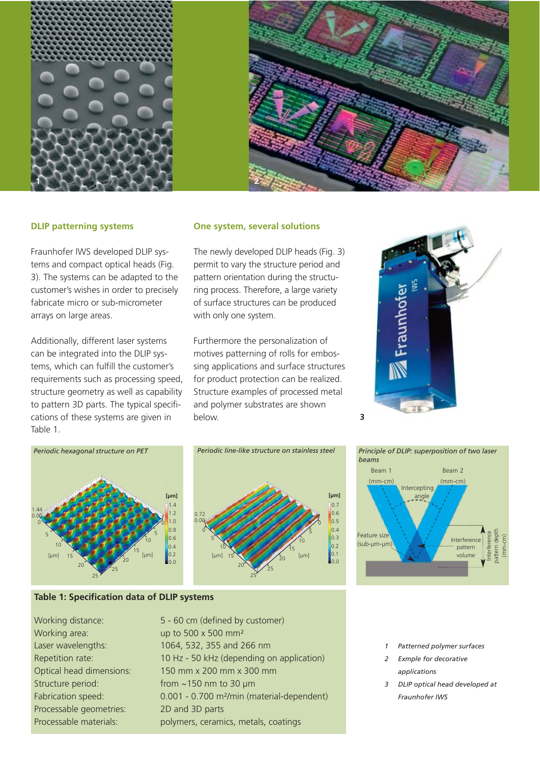## DLIP patterning systems

Fraunhofer IWS developed DLIP systems and compact optical heads (Fig. 3). The systems can be adapted to the customer's wishes in order to precisely fabricate micro or sub-micrometer arrays on large areas.

Additionally, different laser systems can be integrated into the DLIP systems, which can fulfill the customer's requirements such as processing speed, structure geometry as well as capability to pattern 3D parts. The typical specifications of these systems are given in Table 1.

## One system, several solutions

The newly developed DLIP heads (Fig. 3) permit to vary the structure period and pattern orientation during the structuring process. Therefore, a large variety of surface structures can be produced with only one system.

Furthermore the personalization of motives patterning of rolls for embossing applications and surface structures for product protection can be realized. Structure examples of processed metal and polymer substrates are shown below.

*Periodic hexagonal structure on PET*

[μm]
1.4
1.2
1.0
0.8
0.6
0.4
0.2
0.0
1.44
0.00
0
5
10
15
20
25
[μm]
0
5
10
15
20
25
[μm]

*Periodic line-like structure on stainless steel*

[μm]
0.7
0.6
0.5
0.4
0.3
0.2
0.1
0.0
0.72
0.00
0
5
10
15
20
25
[μm]
0
5
10
15
20
25
[μm]

*Principle of DLIP: superposition of two laser beams*

Beam 1 (mm-cm)
Beam 2 (mm-cm)
Intercepting angle
Feature size (sub-μm-μm)
Interference pattern volume
Interference pattern depth (mm-cm)

**Table 1: Specification data of DLIP systems**

| | |
|---|---|
| Working distance: | 5 - 60 cm (defined by customer) |
| Working area: | up to 500 x 500 mm² |
| Laser wavelengths: | 1064, 532, 355 and 266 nm |
| Repetition rate: | 10 Hz - 50 kHz (depending on application) |
| Optical head dimensions: | 150 mm x 200 mm x 300 mm |
| Structure period: | from ~150 nm to 30 μm |
| Fabrication speed: | 0.001 - 0.700 m²/min (material-dependent) |
| Processable geometries: | 2D and 3D parts |
| Processable materials: | polymers, ceramics, metals, coatings |

*1 Patterned polymer surfaces*

*2 Exmple for decorative applications*

*3 DLIP optical head developed at Fraunhofer IWS*